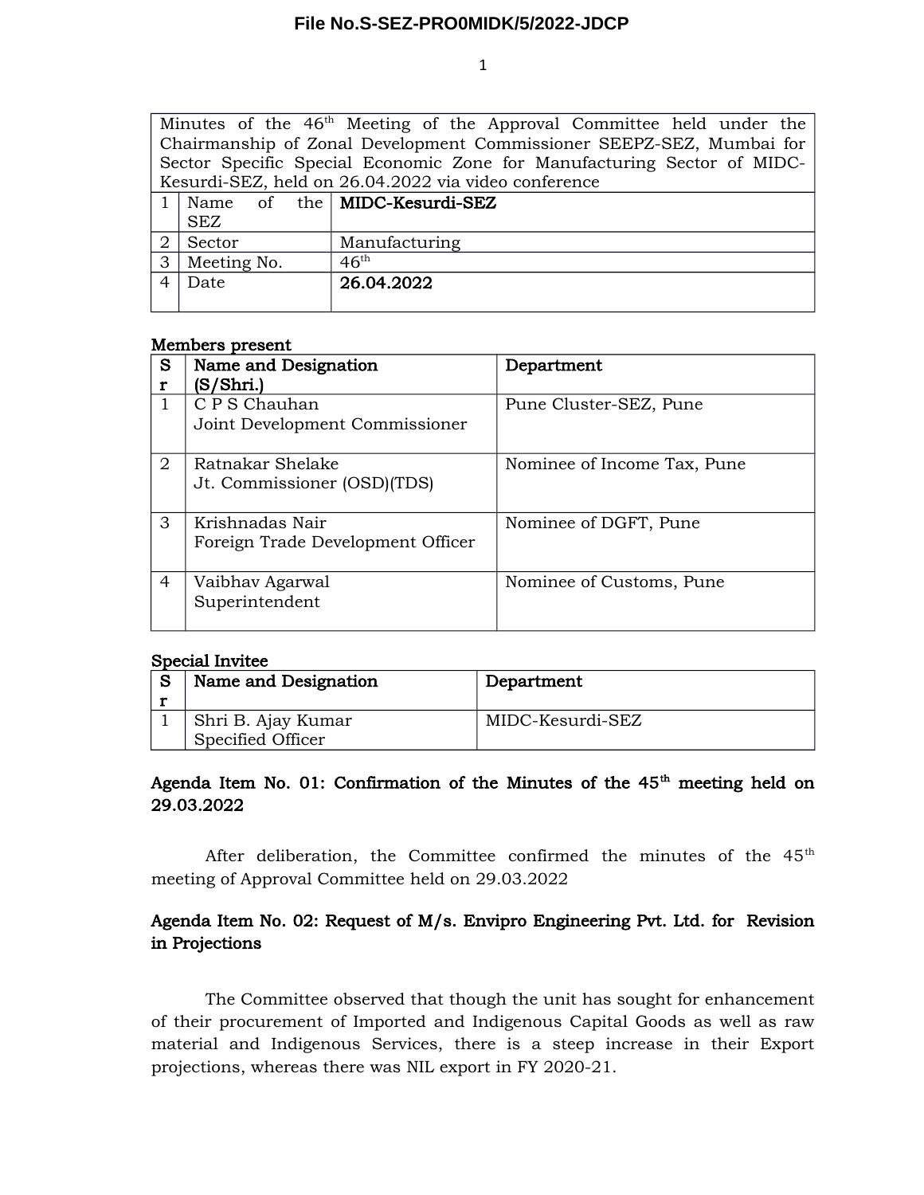File No.S-SEZ-PRO0MIDK/5/2022-JDCP

| Minutes of the 46th Meeting of the Approval Committee held under the Chairmanship of Zonal Development Commissioner SEEPZ-SEZ, Mumbai for Sector Specific Special Economic Zone for Manufacturing Sector of MIDC-Kesurdi-SEZ, held on 26.04.2022 via video conference | | |
|---|---|---|
| 1 | Name of the SEZ | **MIDC-Kesurdi-SEZ** |
| 2 | Sector | Manufacturing |
| 3 | Meeting No. | 46th |
| 4 | Date | **26.04.2022** |

**Members present**

| Sr | Name and Designation (S/Shri.) | Department |
|---|---|---|
| 1 | C P S Chauhan<br>Joint Development Commissioner | Pune Cluster-SEZ, Pune |
| 2 | Ratnakar Shelake<br>Jt. Commissioner (OSD)(TDS) | Nominee of Income Tax, Pune |
| 3 | Krishnadas Nair<br>Foreign Trade Development Officer | Nominee of DGFT, Pune |
| 4 | Vaibhav Agarwal<br>Superintendent | Nominee of Customs, Pune |

**Special Invitee**

| Sr | Name and Designation | Department |
|---|---|---|
| 1 | Shri B. Ajay Kumar<br>Specified Officer | MIDC-Kesurdi-SEZ |

## Agenda Item No. 01: Confirmation of the Minutes of the 45th meeting held on 29.03.2022

After deliberation, the Committee confirmed the minutes of the 45th meeting of Approval Committee held on 29.03.2022

## Agenda Item No. 02: Request of M/s. Envipro Engineering Pvt. Ltd. for Revision in Projections

The Committee observed that though the unit has sought for enhancement of their procurement of Imported and Indigenous Capital Goods as well as raw material and Indigenous Services, there is a steep increase in their Export projections, whereas there was NIL export in FY 2020-21.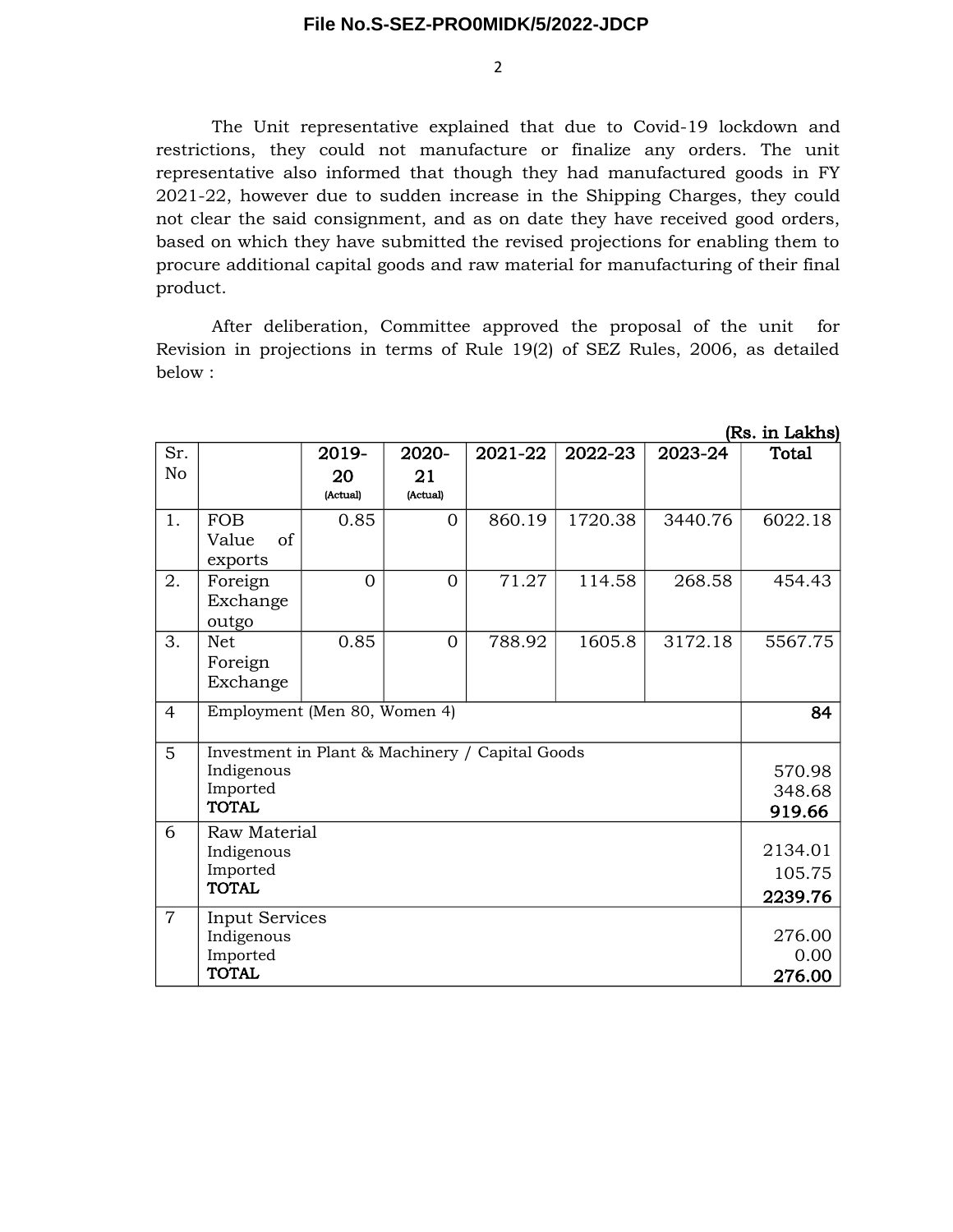The Unit representative explained that due to Covid-19 lockdown and restrictions, they could not manufacture or finalize any orders. The unit representative also informed that though they had manufactured goods in FY 2021-22, however due to sudden increase in the Shipping Charges, they could not clear the said consignment, and as on date they have received good orders, based on which they have submitted the revised projections for enabling them to procure additional capital goods and raw material for manufacturing of their final product.

After deliberation, Committee approved the proposal of the unit for Revision in projections in terms of Rule 19(2) of SEZ Rules, 2006, as detailed below :

**(Rs. in Lakhs)**

| Sr. No | | 2019-20 (Actual) | 2020-21 (Actual) | 2021-22 | 2022-23 | 2023-24 | Total |
|---|---|---|---|---|---|---|---|
| 1. | FOB Value of exports | 0.85 | 0 | 860.19 | 1720.38 | 3440.76 | 6022.18 |
| 2. | Foreign Exchange outgo | 0 | 0 | 71.27 | 114.58 | 268.58 | 454.43 |
| 3. | Net Foreign Exchange | 0.85 | 0 | 788.92 | 1605.8 | 3172.18 | 5567.75 |
| 4 | Employment (Men 80, Women 4) | | | | | | **84** |
| 5 | Investment in Plant & Machinery / Capital Goods<br>Indigenous<br>Imported<br>**TOTAL** | | | | | | <br>570.98<br>348.68<br>**919.66** |
| 6 | Raw Material<br>Indigenous<br>Imported<br>**TOTAL** | | | | | | <br>2134.01<br>105.75<br>**2239.76** |
| 7 | Input Services<br>Indigenous<br>Imported<br>**TOTAL** | | | | | | <br>276.00<br>0.00<br>**276.00** |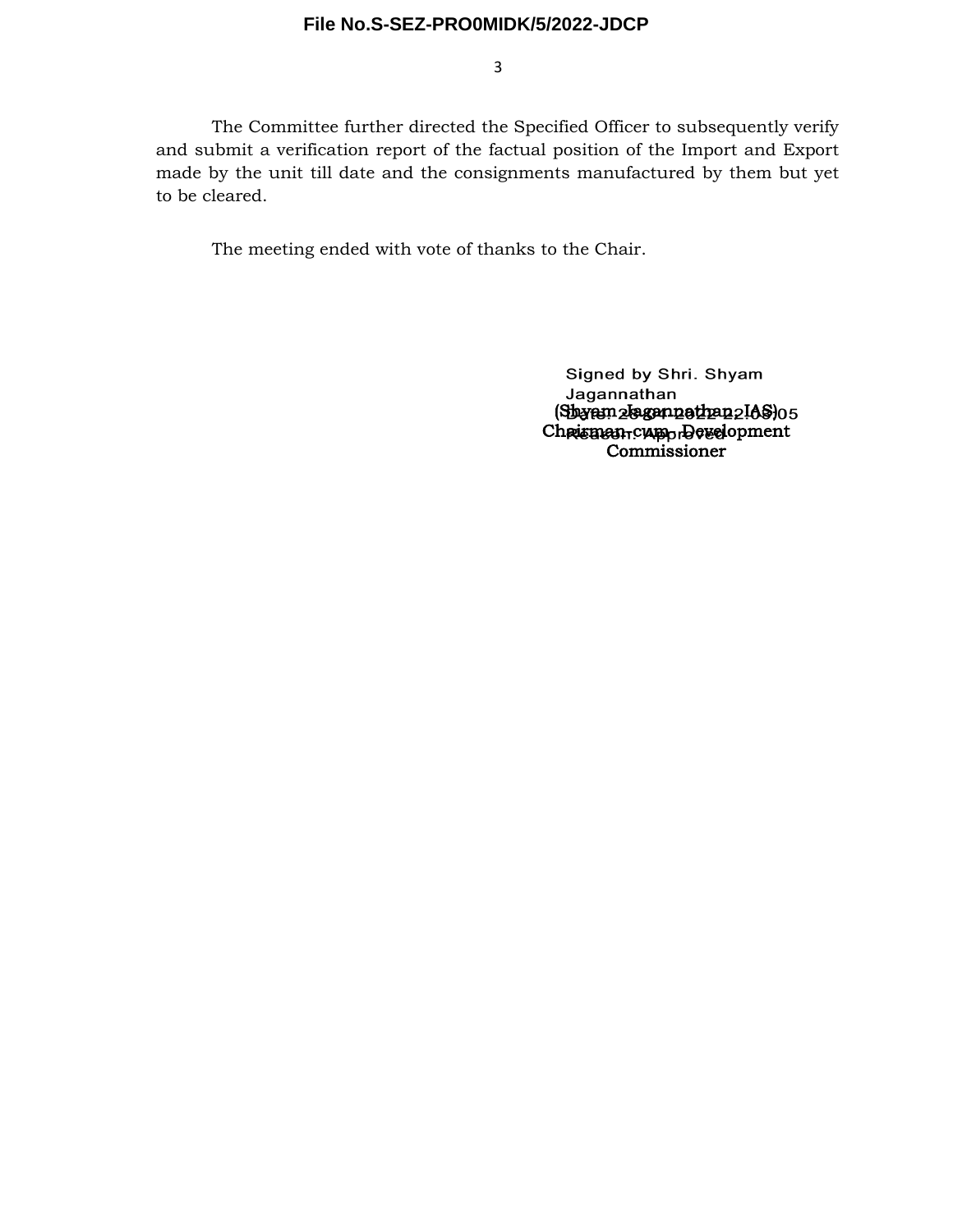The Committee further directed the Specified Officer to subsequently verify and submit a verification report of the factual position of the Import and Export made by the unit till date and the consignments manufactured by them but yet to be cleared.

The meeting ended with vote of thanks to the Chair.

Signed by Shri. Shyam Jagannathan
Date: 26-04-2022 22:08:05
Reason: Approved

(Shyam Jagannathan, IAS)
Chairman-cum- Development Commissioner